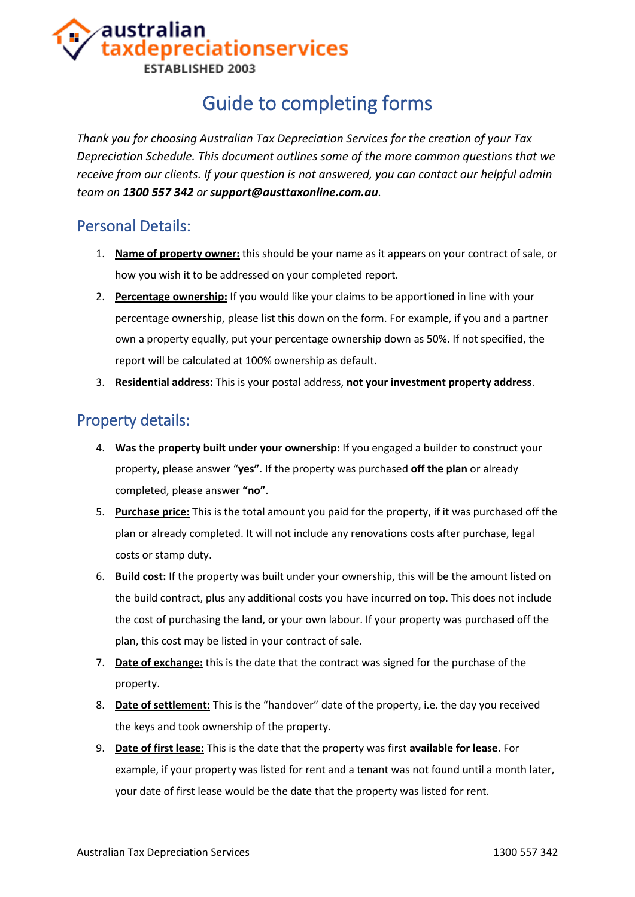australian taxdepreciationservices
ESTABLISHED 2003

# Guide to completing forms

*Thank you for choosing Australian Tax Depreciation Services for the creation of your Tax Depreciation Schedule. This document outlines some of the more common questions that we receive from our clients. If your question is not answered, you can contact our helpful admin team on **1300 557 342** or **support@austtaxonline.com.au**.*

## Personal Details:

1. **Name of property owner:** this should be your name as it appears on your contract of sale, or how you wish it to be addressed on your completed report.
2. **Percentage ownership:** If you would like your claims to be apportioned in line with your percentage ownership, please list this down on the form. For example, if you and a partner own a property equally, put your percentage ownership down as 50%. If not specified, the report will be calculated at 100% ownership as default.
3. **Residential address:** This is your postal address, **not your investment property address**.

## Property details:

4. **Was the property built under your ownership:** If you engaged a builder to construct your property, please answer "**yes"**. If the property was purchased **off the plan** or already completed, please answer **"no"**.
5. **Purchase price:** This is the total amount you paid for the property, if it was purchased off the plan or already completed. It will not include any renovations costs after purchase, legal costs or stamp duty.
6. **Build cost:** If the property was built under your ownership, this will be the amount listed on the build contract, plus any additional costs you have incurred on top. This does not include the cost of purchasing the land, or your own labour. If your property was purchased off the plan, this cost may be listed in your contract of sale.
7. **Date of exchange:** this is the date that the contract was signed for the purchase of the property.
8. **Date of settlement:** This is the "handover" date of the property, i.e. the day you received the keys and took ownership of the property.
9. **Date of first lease:** This is the date that the property was first **available for lease**. For example, if your property was listed for rent and a tenant was not found until a month later, your date of first lease would be the date that the property was listed for rent.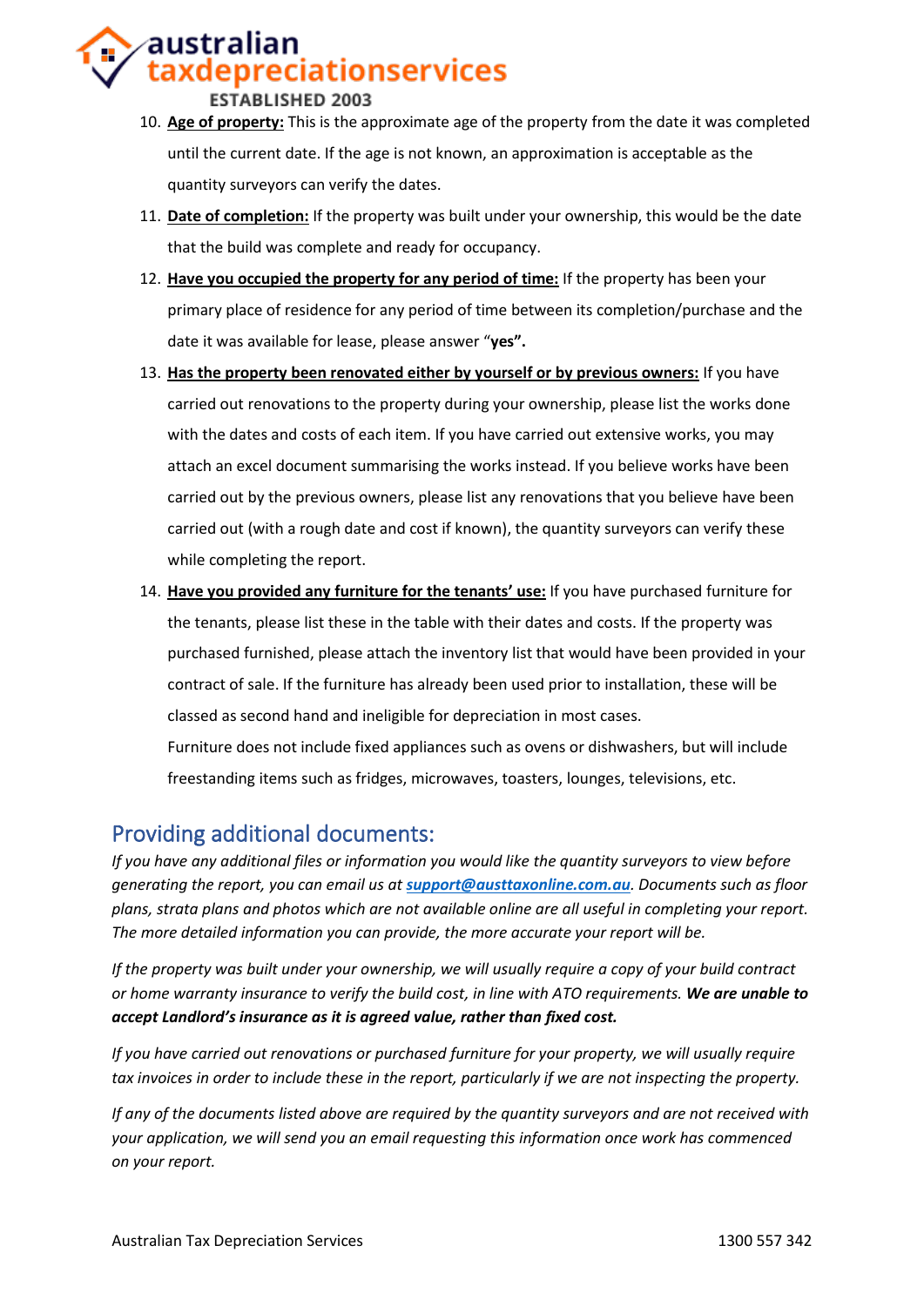10. **Age of property:** This is the approximate age of the property from the date it was completed until the current date. If the age is not known, an approximation is acceptable as the quantity surveyors can verify the dates.
11. **Date of completion:** If the property was built under your ownership, this would be the date that the build was complete and ready for occupancy.
12. **Have you occupied the property for any period of time:** If the property has been your primary place of residence for any period of time between its completion/purchase and the date it was available for lease, please answer "**yes".**
13. **Has the property been renovated either by yourself or by previous owners:** If you have carried out renovations to the property during your ownership, please list the works done with the dates and costs of each item. If you have carried out extensive works, you may attach an excel document summarising the works instead. If you believe works have been carried out by the previous owners, please list any renovations that you believe have been carried out (with a rough date and cost if known), the quantity surveyors can verify these while completing the report.
14. **Have you provided any furniture for the tenants' use:** If you have purchased furniture for the tenants, please list these in the table with their dates and costs. If the property was purchased furnished, please attach the inventory list that would have been provided in your contract of sale. If the furniture has already been used prior to installation, these will be classed as second hand and ineligible for depreciation in most cases.
    Furniture does not include fixed appliances such as ovens or dishwashers, but will include freestanding items such as fridges, microwaves, toasters, lounges, televisions, etc.

## Providing additional documents:

*If you have any additional files or information you would like the quantity surveyors to view before generating the report, you can email us at **support@austtaxonline.com.au**. Documents such as floor plans, strata plans and photos which are not available online are all useful in completing your report. The more detailed information you can provide, the more accurate your report will be.*

*If the property was built under your ownership, we will usually require a copy of your build contract or home warranty insurance to verify the build cost, in line with ATO requirements. **We are unable to accept Landlord's insurance as it is agreed value, rather than fixed cost.***

*If you have carried out renovations or purchased furniture for your property, we will usually require tax invoices in order to include these in the report, particularly if we are not inspecting the property.*

*If any of the documents listed above are required by the quantity surveyors and are not received with your application, we will send you an email requesting this information once work has commenced on your report.*